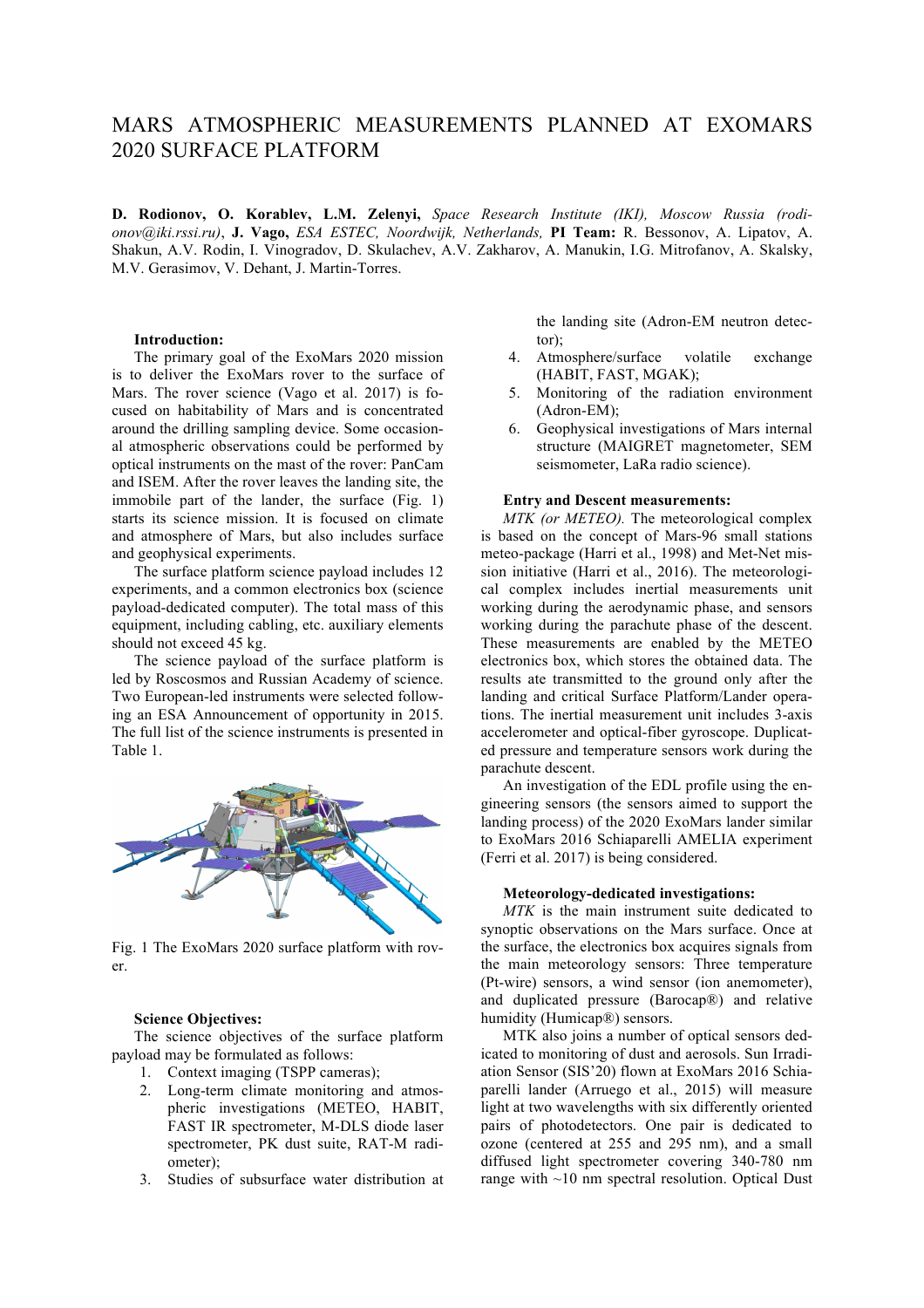# MARS ATMOSPHERIC MEASUREMENTS PLANNED AT EXOMARS 2020 SURFACE PLATFORM

**D. Rodionov, O. Korablev, L.M. Zelenyi,** *Space Research Institute (IKI), Moscow Russia (rodionov@iki.rssi.ru)*, **J. Vago,** *ESA ESTEC, Noordwijk, Netherlands,* **PI Team:** R. Bessonov, A. Lipatov, A. Shakun, A.V. Rodin, I. Vinogradov, D. Skulachev, A.V. Zakharov, A. Manukin, I.G. Mitrofanov, A. Skalsky, M.V. Gerasimov, V. Dehant, J. Martin-Torres.

**Introduction:**

The primary goal of the ExoMars 2020 mission is to deliver the ExoMars rover to the surface of Mars. The rover science (Vago et al. 2017) is focused on habitability of Mars and is concentrated around the drilling sampling device. Some occasional atmospheric observations could be performed by optical instruments on the mast of the rover: PanCam and ISEM. After the rover leaves the landing site, the immobile part of the lander, the surface (Fig. 1) starts its science mission. It is focused on climate and atmosphere of Mars, but also includes surface and geophysical experiments.

The surface platform science payload includes 12 experiments, and a common electronics box (science payload-dedicated computer). The total mass of this equipment, including cabling, etc. auxiliary elements should not exceed 45 kg.

The science payload of the surface platform is led by Roscosmos and Russian Academy of science. Two European-led instruments were selected following an ESA Announcement of opportunity in 2015. The full list of the science instruments is presented in Table 1.

Fig. 1 The ExoMars 2020 surface platform with rover.

**Science Objectives:**

The science objectives of the surface platform payload may be formulated as follows:

1. Context imaging (TSPP cameras);
2. Long-term climate monitoring and atmospheric investigations (METEO, HABIT, FAST IR spectrometer, M-DLS diode laser spectrometer, PK dust suite, RAT-M radiometer);
3. Studies of subsurface water distribution at the landing site (Adron-EM neutron detector);
4. Atmosphere/surface volatile exchange (HABIT, FAST, MGAK);
5. Monitoring of the radiation environment (Adron-EM);
6. Geophysical investigations of Mars internal structure (MAIGRET magnetometer, SEM seismometer, LaRa radio science).

**Entry and Descent measurements:**

*MTK (or METEO).* The meteorological complex is based on the concept of Mars-96 small stations meteo-package (Harri et al., 1998) and Met-Net mission initiative (Harri et al., 2016). The meteorological complex includes inertial measurements unit working during the aerodynamic phase, and sensors working during the parachute phase of the descent. These measurements are enabled by the METEO electronics box, which stores the obtained data. The results ate transmitted to the ground only after the landing and critical Surface Platform/Lander operations. The inertial measurement unit includes 3-axis accelerometer and optical-fiber gyroscope. Duplicated pressure and temperature sensors work during the parachute descent.

An investigation of the EDL profile using the engineering sensors (the sensors aimed to support the landing process) of the 2020 ExoMars lander similar to ExoMars 2016 Schiaparelli AMELIA experiment (Ferri et al. 2017) is being considered.

**Meteorology-dedicated investigations:**

*MTK* is the main instrument suite dedicated to synoptic observations on the Mars surface. Once at the surface, the electronics box acquires signals from the main meteorology sensors: Three temperature (Pt-wire) sensors, a wind sensor (ion anemometer), and duplicated pressure (Barocap®) and relative humidity (Humicap®) sensors.

MTK also joins a number of optical sensors dedicated to monitoring of dust and aerosols. Sun Irradiation Sensor (SIS'20) flown at ExoMars 2016 Schiaparelli lander (Arruego et al., 2015) will measure light at two wavelengths with six differently oriented pairs of photodetectors. One pair is dedicated to ozone (centered at 255 and 295 nm), and a small diffused light spectrometer covering 340-780 nm range with ~10 nm spectral resolution. Optical Dust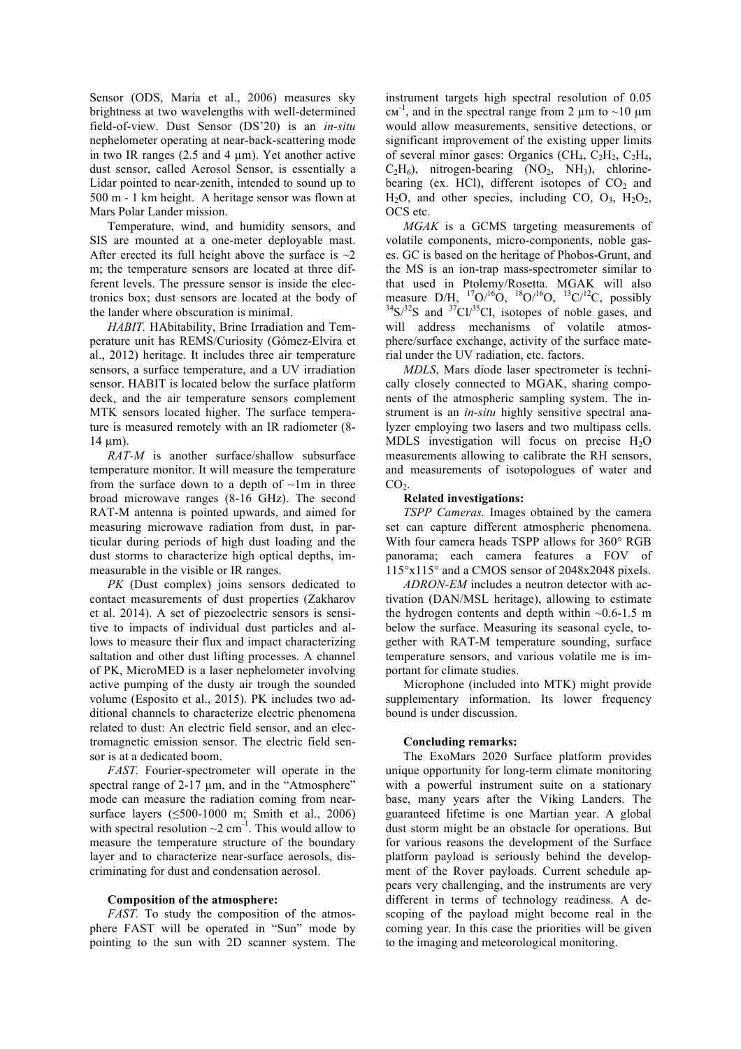Sensor (ODS, Maria et al., 2006) measures sky brightness at two wavelengths with well-determined field-of-view. Dust Sensor (DS'20) is an *in-situ* nephelometer operating at near-back-scattering mode in two IR ranges (2.5 and 4 µm). Yet another active dust sensor, called Aerosol Sensor, is essentially a Lidar pointed to near-zenith, intended to sound up to 500 m - 1 km height. A heritage sensor was flown at Mars Polar Lander mission.

Temperature, wind, and humidity sensors, and SIS are mounted at a one-meter deployable mast. After erected its full height above the surface is ~2 m; the temperature sensors are located at three different levels. The pressure sensor is inside the electronics box; dust sensors are located at the body of the lander where obscuration is minimal.

*HABIT.* HAbitability, Brine Irradiation and Temperature unit has REMS/Curiosity (Gómez-Elvira et al., 2012) heritage. It includes three air temperature sensors, a surface temperature, and a UV irradiation sensor. HABIT is located below the surface platform deck, and the air temperature sensors complement MTK sensors located higher. The surface temperature is measured remotely with an IR radiometer (8-14 µm).

*RAT-M* is another surface/shallow subsurface temperature monitor. It will measure the temperature from the surface down to a depth of ~1m in three broad microwave ranges (8-16 GHz). The second RAT-M antenna is pointed upwards, and aimed for measuring microwave radiation from dust, in particular during periods of high dust loading and the dust storms to characterize high optical depths, immeasurable in the visible or IR ranges.

*PK* (Dust complex) joins sensors dedicated to contact measurements of dust properties (Zakharov et al. 2014). A set of piezoelectric sensors is sensitive to impacts of individual dust particles and allows to measure their flux and impact characterizing saltation and other dust lifting processes. A channel of PK, MicroMED is a laser nephelometer involving active pumping of the dusty air trough the sounded volume (Esposito et al., 2015). PK includes two additional channels to characterize electric phenomena related to dust: An electric field sensor, and an electromagnetic emission sensor. The electric field sensor is at a dedicated boom.

*FAST.* Fourier-spectrometer will operate in the spectral range of 2-17 µm, and in the "Atmosphere" mode can measure the radiation coming from near-surface layers (≤500-1000 m; Smith et al., 2006) with spectral resolution ~2 $cm^{-1}$. This would allow to measure the temperature structure of the boundary layer and to characterize near-surface aerosols, discriminating for dust and condensation aerosol.

**Composition of the atmosphere:**

*FAST.* To study the composition of the atmosphere FAST will be operated in "Sun" mode by pointing to the sun with 2D scanner system. The instrument targets high spectral resolution of 0.05 $cм^{-1}$, and in the spectral range from 2 µm to ~10 µm would allow measurements, sensitive detections, or significant improvement of the existing upper limits of several minor gases: Organics ($CH_4$, $C_2H_2$, $C_2H_4$, $C_2H_6$), nitrogen-bearing ($NO_2$, $NH_3$), chlorine-bearing (ex. HCl), different isotopes of $CO_2$ and $H_2O$, and other species, including CO, $O_3$, $H_2O_2$, OCS etc.

*MGAK* is a GCMS targeting measurements of volatile components, micro-components, noble gases. GC is based on the heritage of Phobos-Grunt, and the MS is an ion-trap mass-spectrometer similar to that used in Ptolemy/Rosetta. MGAK will also measure D/H, $^{17}O/^{16}O$, $^{18}O/^{16}O$, $^{13}C/^{12}C$, possibly $^{34}S/^{32}S$ and $^{37}Cl/^{35}Cl$, isotopes of noble gases, and will address mechanisms of volatile atmosphere/surface exchange, activity of the surface material under the UV radiation, etc. factors.

*MDLS*, Mars diode laser spectrometer is technically closely connected to MGAK, sharing components of the atmospheric sampling system. The instrument is an *in-situ* highly sensitive spectral analyzer employing two lasers and two multipass cells. MDLS investigation will focus on precise $H_2O$ measurements allowing to calibrate the RH sensors, and measurements of isotopologues of water and $CO_2$.

**Related investigations:**

*TSPP Cameras.* Images obtained by the camera set can capture different atmospheric phenomena. With four camera heads TSPP allows for 360° RGB panorama; each camera features a FOV of 115°x115° and a CMOS sensor of 2048x2048 pixels.

*ADRON-EM* includes a neutron detector with activation (DAN/MSL heritage), allowing to estimate the hydrogen contents and depth within ~0.6-1.5 m below the surface. Measuring its seasonal cycle, together with RAT-M temperature sounding, surface temperature sensors, and various volatile me is important for climate studies.

Microphone (included into MTK) might provide supplementary information. Its lower frequency bound is under discussion.

**Concluding remarks:**

The ExoMars 2020 Surface platform provides unique opportunity for long-term climate monitoring with a powerful instrument suite on a stationary base, many years after the Viking Landers. The guaranteed lifetime is one Martian year. A global dust storm might be an obstacle for operations. But for various reasons the development of the Surface platform payload is seriously behind the development of the Rover payloads. Current schedule appears very challenging, and the instruments are very different in terms of technology readiness. A descoping of the payload might become real in the coming year. In this case the priorities will be given to the imaging and meteorological monitoring.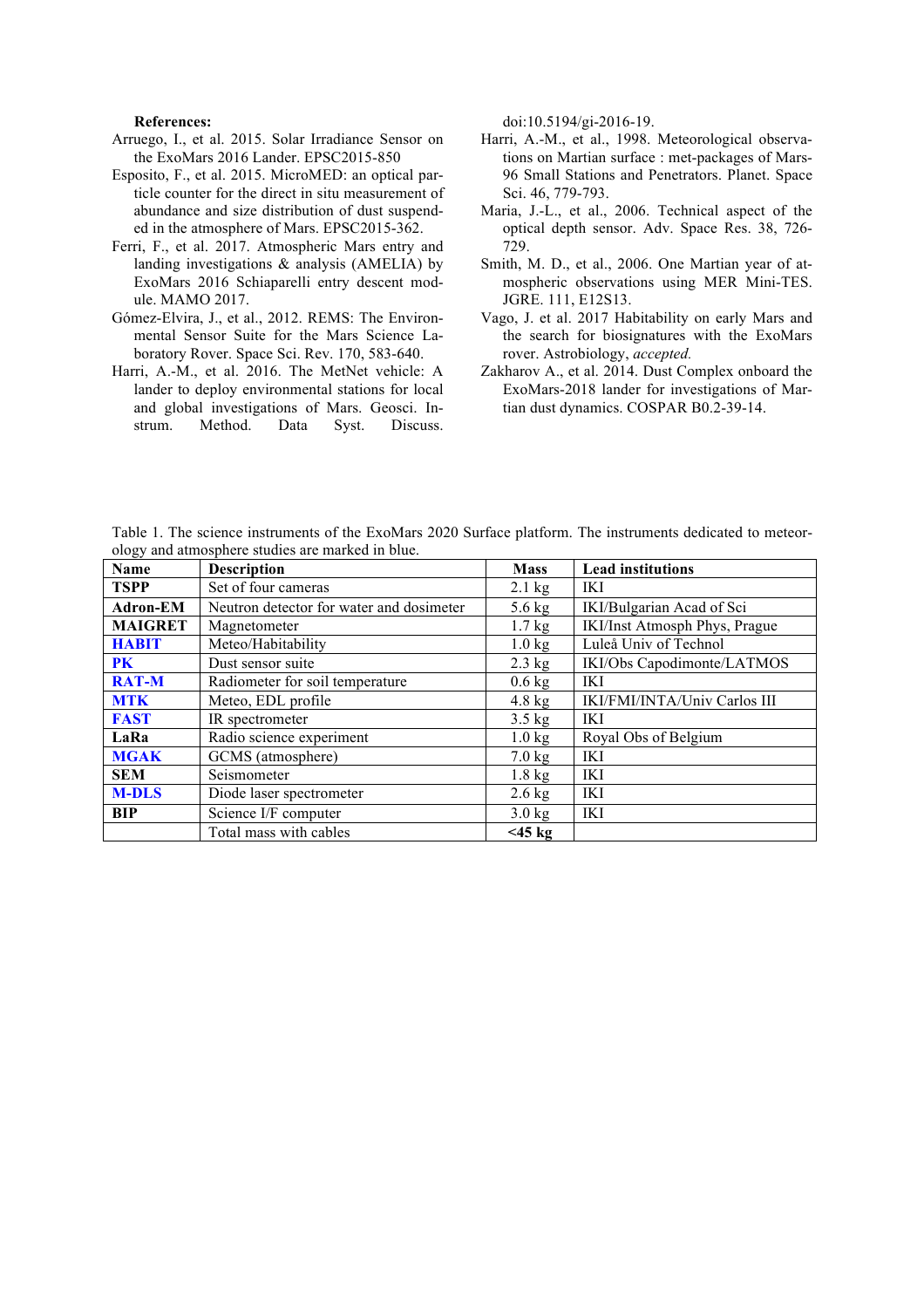**References:**

Arruego, I., et al. 2015. Solar Irradiance Sensor on the ExoMars 2016 Lander. EPSC2015-850

Esposito, F., et al. 2015. MicroMED: an optical particle counter for the direct in situ measurement of abundance and size distribution of dust suspended in the atmosphere of Mars. EPSC2015-362.

Ferri, F., et al. 2017. Atmospheric Mars entry and landing investigations & analysis (AMELIA) by ExoMars 2016 Schiaparelli entry descent module. MAMO 2017.

Gómez-Elvira, J., et al., 2012. REMS: The Environmental Sensor Suite for the Mars Science Laboratory Rover. Space Sci. Rev. 170, 583-640.

Harri, A.-M., et al. 2016. The MetNet vehicle: A lander to deploy environmental stations for local and global investigations of Mars. Geosci. Instrum. Method. Data Syst. Discuss. doi:10.5194/gi-2016-19.

Harri, A.-M., et al., 1998. Meteorological observations on Martian surface : met-packages of Mars-96 Small Stations and Penetrators. Planet. Space Sci. 46, 779-793.

Maria, J.-L., et al., 2006. Technical aspect of the optical depth sensor. Adv. Space Res. 38, 726-729.

Smith, M. D., et al., 2006. One Martian year of atmospheric observations using MER Mini-TES. JGRE. 111, E12S13.

Vago, J. et al. 2017 Habitability on early Mars and the search for biosignatures with the ExoMars rover. Astrobiology, *accepted.*

Zakharov A., et al. 2014. Dust Complex onboard the ExoMars-2018 lander for investigations of Martian dust dynamics. COSPAR B0.2-39-14.

Table 1. The science instruments of the ExoMars 2020 Surface platform. The instruments dedicated to meteorology and atmosphere studies are marked in blue.

| Name | Description | Mass | Lead institutions |
|---|---|---|---|
| **TSPP** | Set of four cameras | 2.1 kg | IKI |
| **Adron-EM** | Neutron detector for water and dosimeter | 5.6 kg | IKI/Bulgarian Acad of Sci |
| **MAIGRET** | Magnetometer | 1.7 kg | IKI/Inst Atmosph Phys, Prague |
| **HABIT** | Meteo/Habitability | 1.0 kg | Luleå Univ of Technol |
| **PK** | Dust sensor suite | 2.3 kg | IKI/Obs Capodimonte/LATMOS |
| **RAT-M** | Radiometer for soil temperature | 0.6 kg | IKI |
| **MTK** | Meteo, EDL profile | 4.8 kg | IKI/FMI/INTA/Univ Carlos III |
| **FAST** | IR spectrometer | 3.5 kg | IKI |
| **LaRa** | Radio science experiment | 1.0 kg | Royal Obs of Belgium |
| **MGAK** | GCMS (atmosphere) | 7.0 kg | IKI |
| **SEM** | Seismometer | 1.8 kg | IKI |
| **M-DLS** | Diode laser spectrometer | 2.6 kg | IKI |
| **BIP** | Science I/F computer | 3.0 kg | IKI |
| | Total mass with cables | **<45 kg** | |